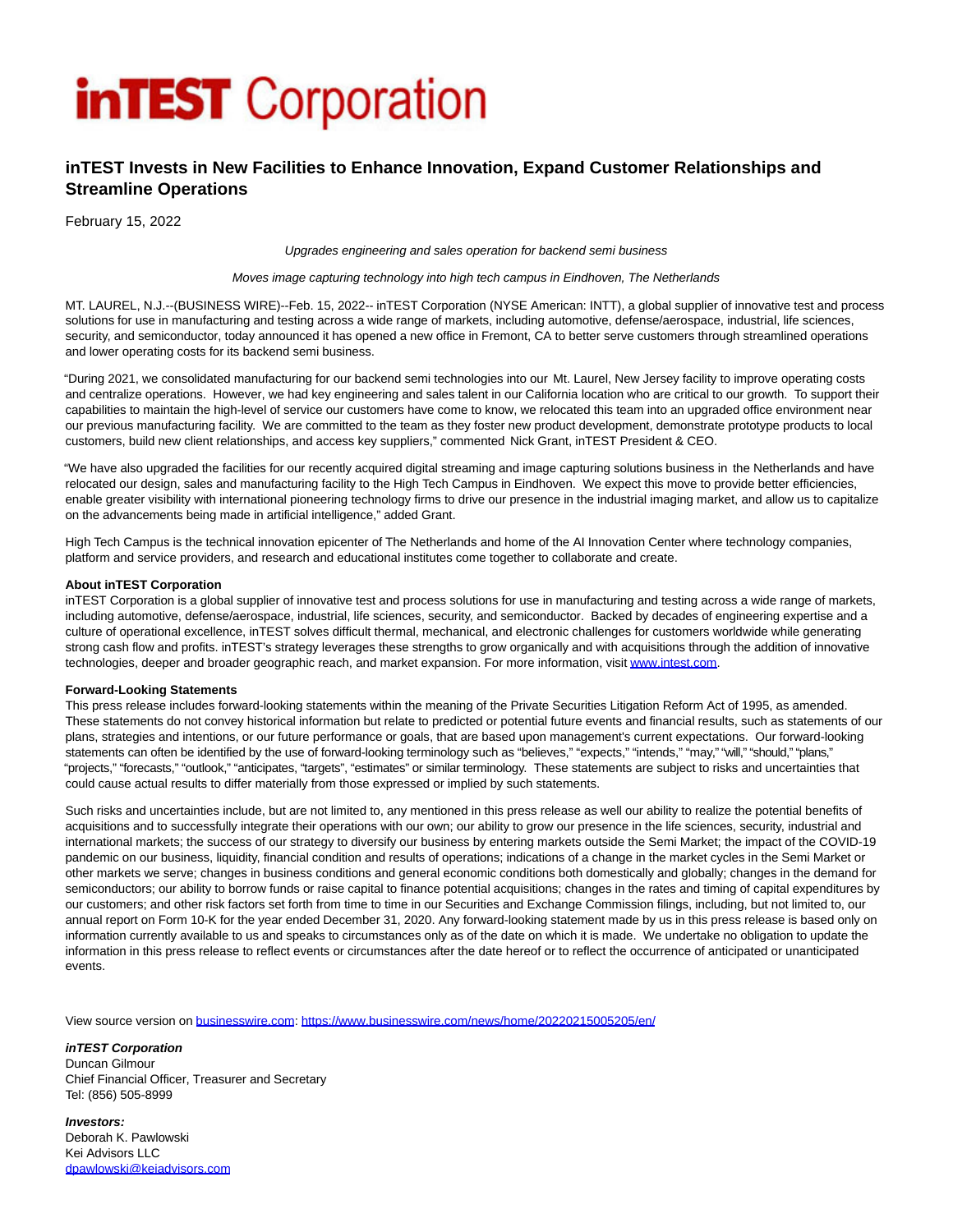# inTEST Corporation

## inTEST Invests in New Facilities to Enhance Innovation, Expand Customer Relationships and Streamline Operations

February 15, 2022

*Upgrades engineering and sales operation for backend semi business*

*Moves image capturing technology into high tech campus in Eindhoven, The Netherlands*

MT. LAUREL, N.J.--(BUSINESS WIRE)--Feb. 15, 2022-- inTEST Corporation (NYSE American: INTT), a global supplier of innovative test and process solutions for use in manufacturing and testing across a wide range of markets, including automotive, defense/aerospace, industrial, life sciences, security, and semiconductor, today announced it has opened a new office in Fremont, CA to better serve customers through streamlined operations and lower operating costs for its backend semi business.

"During 2021, we consolidated manufacturing for our backend semi technologies into our Mt. Laurel, New Jersey facility to improve operating costs and centralize operations. However, we had key engineering and sales talent in our California location who are critical to our growth. To support their capabilities to maintain the high-level of service our customers have come to know, we relocated this team into an upgraded office environment near our previous manufacturing facility. We are committed to the team as they foster new product development, demonstrate prototype products to local customers, build new client relationships, and access key suppliers," commented Nick Grant, inTEST President & CEO.

"We have also upgraded the facilities for our recently acquired digital streaming and image capturing solutions business in the Netherlands and have relocated our design, sales and manufacturing facility to the High Tech Campus in Eindhoven. We expect this move to provide better efficiencies, enable greater visibility with international pioneering technology firms to drive our presence in the industrial imaging market, and allow us to capitalize on the advancements being made in artificial intelligence," added Grant.

High Tech Campus is the technical innovation epicenter of The Netherlands and home of the AI Innovation Center where technology companies, platform and service providers, and research and educational institutes come together to collaborate and create.

**About inTEST Corporation**
inTEST Corporation is a global supplier of innovative test and process solutions for use in manufacturing and testing across a wide range of markets, including automotive, defense/aerospace, industrial, life sciences, security, and semiconductor. Backed by decades of engineering expertise and a culture of operational excellence, inTEST solves difficult thermal, mechanical, and electronic challenges for customers worldwide while generating strong cash flow and profits. inTEST's strategy leverages these strengths to grow organically and with acquisitions through the addition of innovative technologies, deeper and broader geographic reach, and market expansion. For more information, visit [www.intest.com](www.intest.com).

**Forward-Looking Statements**
This press release includes forward-looking statements within the meaning of the Private Securities Litigation Reform Act of 1995, as amended. These statements do not convey historical information but relate to predicted or potential future events and financial results, such as statements of our plans, strategies and intentions, or our future performance or goals, that are based upon management's current expectations. Our forward-looking statements can often be identified by the use of forward-looking terminology such as "believes," "expects," "intends," "may," "will," "should," "plans," "projects," "forecasts," "outlook," "anticipates, "targets", "estimates" or similar terminology. These statements are subject to risks and uncertainties that could cause actual results to differ materially from those expressed or implied by such statements.

Such risks and uncertainties include, but are not limited to, any mentioned in this press release as well our ability to realize the potential benefits of acquisitions and to successfully integrate their operations with our own; our ability to grow our presence in the life sciences, security, industrial and international markets; the success of our strategy to diversify our business by entering markets outside the Semi Market; the impact of the COVID-19 pandemic on our business, liquidity, financial condition and results of operations; indications of a change in the market cycles in the Semi Market or other markets we serve; changes in business conditions and general economic conditions both domestically and globally; changes in the demand for semiconductors; our ability to borrow funds or raise capital to finance potential acquisitions; changes in the rates and timing of capital expenditures by our customers; and other risk factors set forth from time to time in our Securities and Exchange Commission filings, including, but not limited to, our annual report on Form 10-K for the year ended December 31, 2020. Any forward-looking statement made by us in this press release is based only on information currently available to us and speaks to circumstances only as of the date on which it is made. We undertake no obligation to update the information in this press release to reflect events or circumstances after the date hereof or to reflect the occurrence of anticipated or unanticipated events.

View source version on [businesswire.com](businesswire.com): [https://www.businesswire.com/news/home/20220215005205/en/](https://www.businesswire.com/news/home/20220215005205/en/)

***inTEST Corporation***
Duncan Gilmour
Chief Financial Officer, Treasurer and Secretary
Tel: (856) 505-8999

***Investors:***
Deborah K. Pawlowski
Kei Advisors LLC
[dpawlowski@keiadvisors.com](mailto:dpawlowski@keiadvisors.com)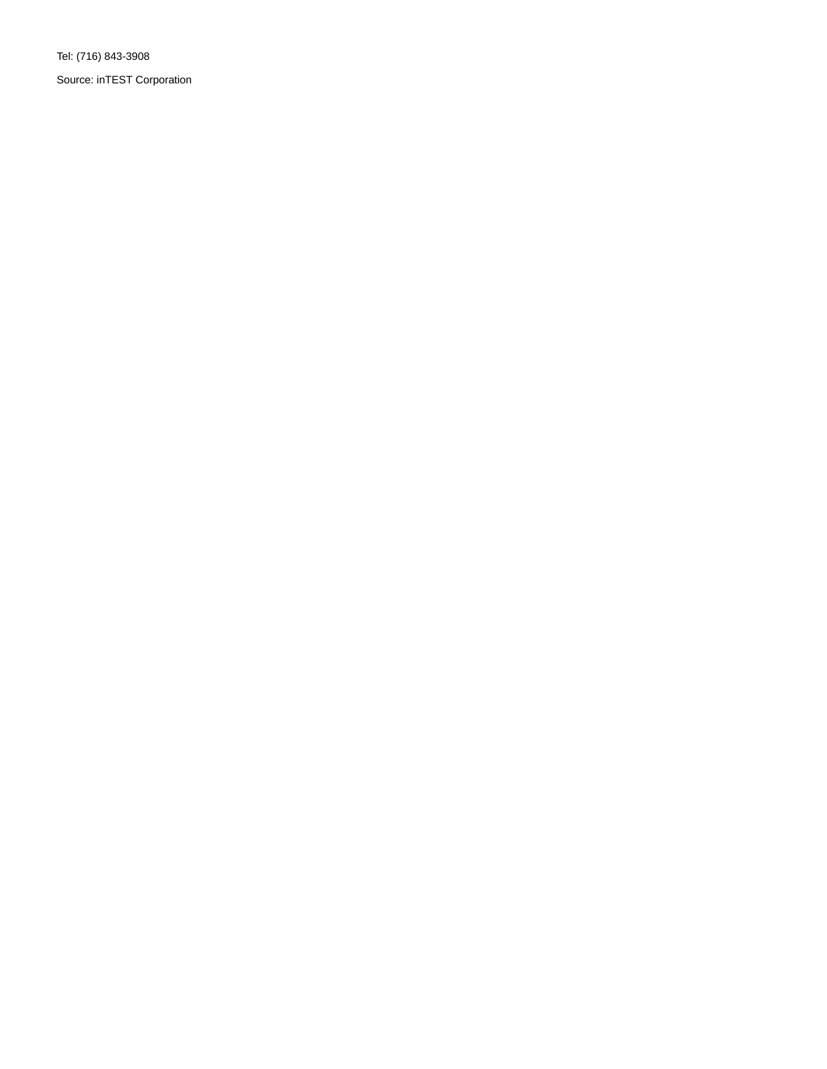Tel: (716) 843-3908

Source: inTEST Corporation